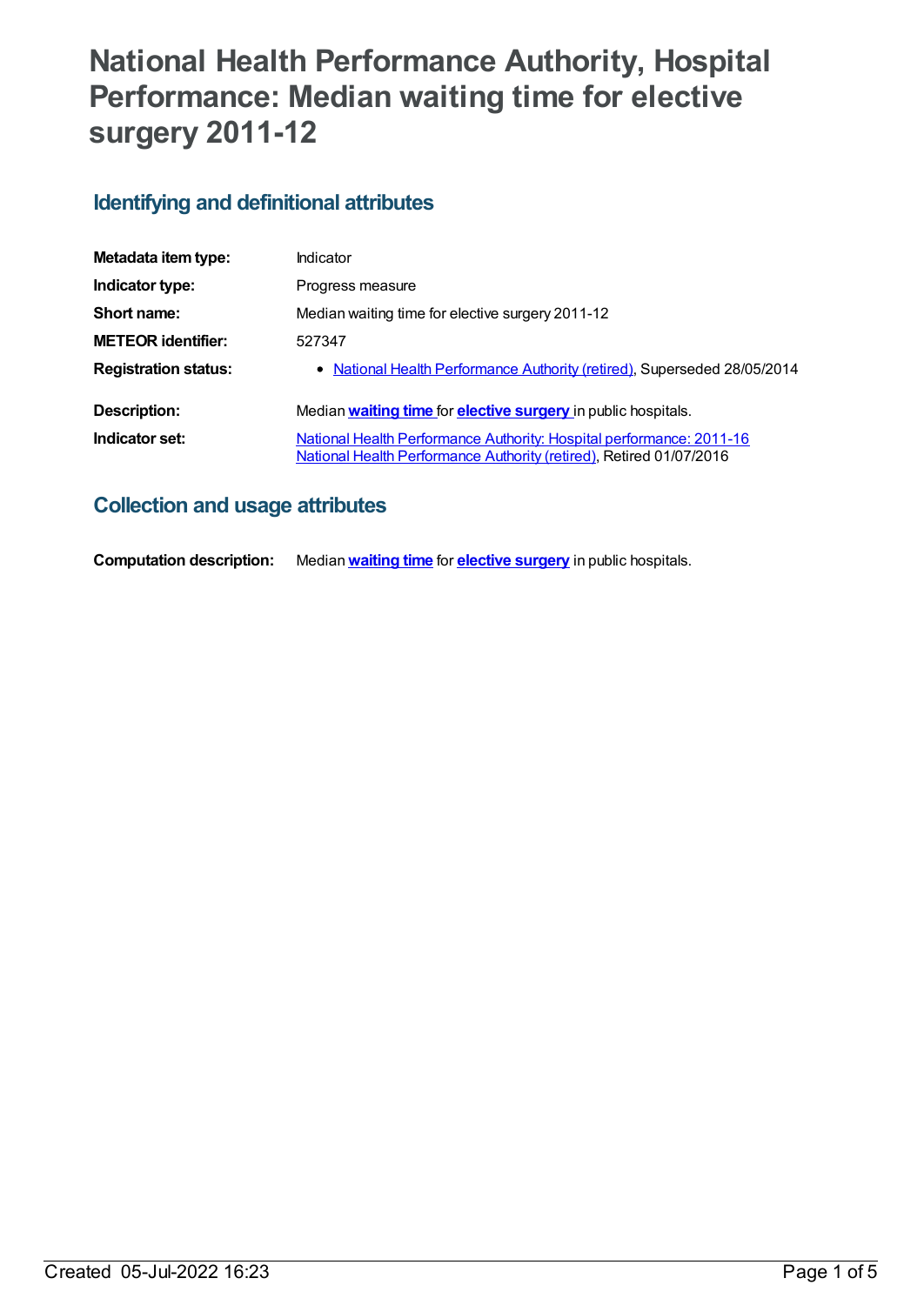# National Health Performance Authority, Hospital Performance: Median waiting time for elective surgery 2011-12

## Identifying and definitional attributes

| | |
|---|---|
| **Metadata item type:** | Indicator |
| **Indicator type:** | Progress measure |
| **Short name:** | Median waiting time for elective surgery 2011-12 |
| **METEOR identifier:** | 527347 |
| **Registration status:** | • National Health Performance Authority (retired), Superseded 28/05/2014 |
| **Description:** | Median **waiting time** for **elective surgery** in public hospitals. |
| **Indicator set:** | National Health Performance Authority: Hospital performance: 2011-16 National Health Performance Authority (retired), Retired 01/07/2016 |

## Collection and usage attributes

| | |
|---|---|
| **Computation description:** | Median **waiting time** for **elective surgery** in public hospitals. |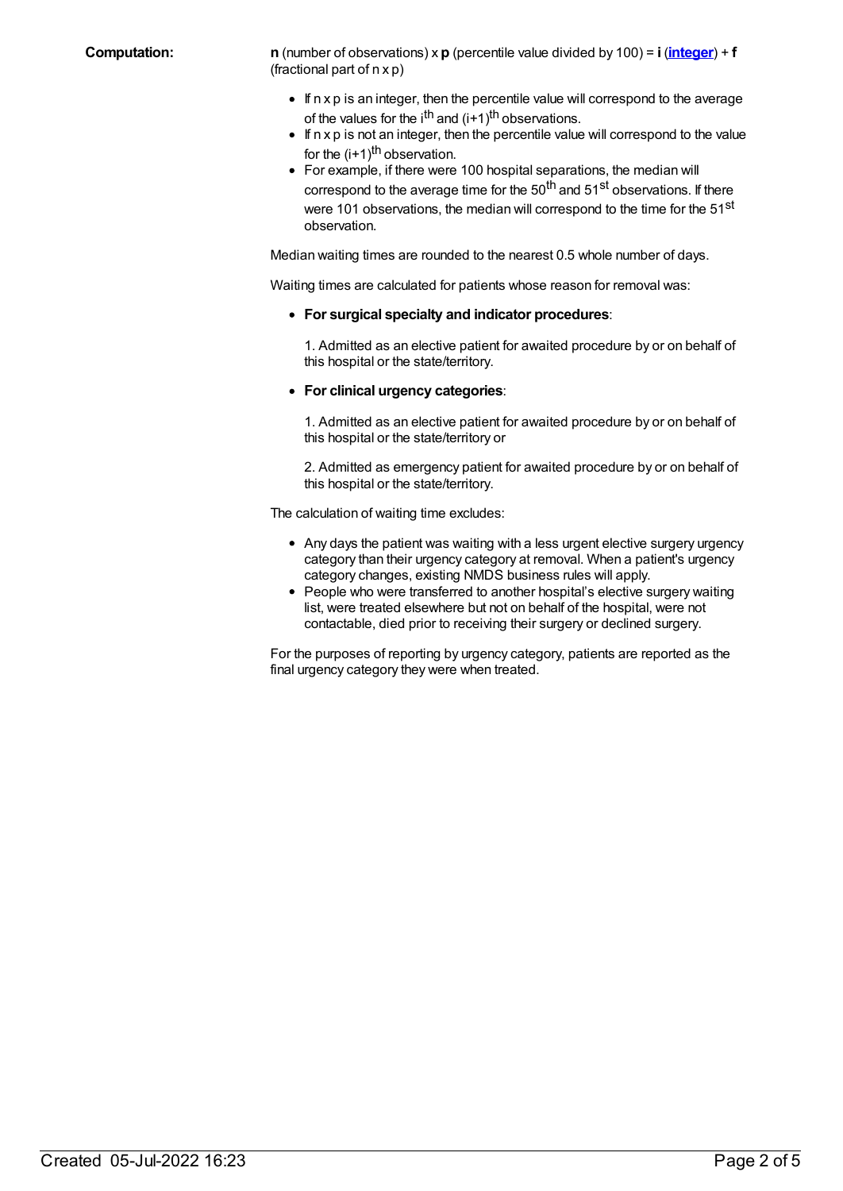**Computation:**

**n** (number of observations) x **p** (percentile value divided by 100) = **i** (**integer**) + **f** (fractional part of n x p)

- If n x p is an integer, then the percentile value will correspond to the average of the values for the $i^{th}$ and $(i+1)^{th}$ observations.
- If n x p is not an integer, then the percentile value will correspond to the value for the $(i+1)^{th}$ observation.
- For example, if there were 100 hospital separations, the median will correspond to the average time for the $50^{th}$ and $51^{st}$ observations. If there were 101 observations, the median will correspond to the time for the $51^{st}$ observation.

Median waiting times are rounded to the nearest 0.5 whole number of days.

Waiting times are calculated for patients whose reason for removal was:

- **For surgical specialty and indicator procedures**:

  1. Admitted as an elective patient for awaited procedure by or on behalf of this hospital or the state/territory.

- **For clinical urgency categories**:

  1. Admitted as an elective patient for awaited procedure by or on behalf of this hospital or the state/territory or

  2. Admitted as emergency patient for awaited procedure by or on behalf of this hospital or the state/territory.

The calculation of waiting time excludes:

- Any days the patient was waiting with a less urgent elective surgery urgency category than their urgency category at removal. When a patient's urgency category changes, existing NMDS business rules will apply.
- People who were transferred to another hospital's elective surgery waiting list, were treated elsewhere but not on behalf of the hospital, were not contactable, died prior to receiving their surgery or declined surgery.

For the purposes of reporting by urgency category, patients are reported as the final urgency category they were when treated.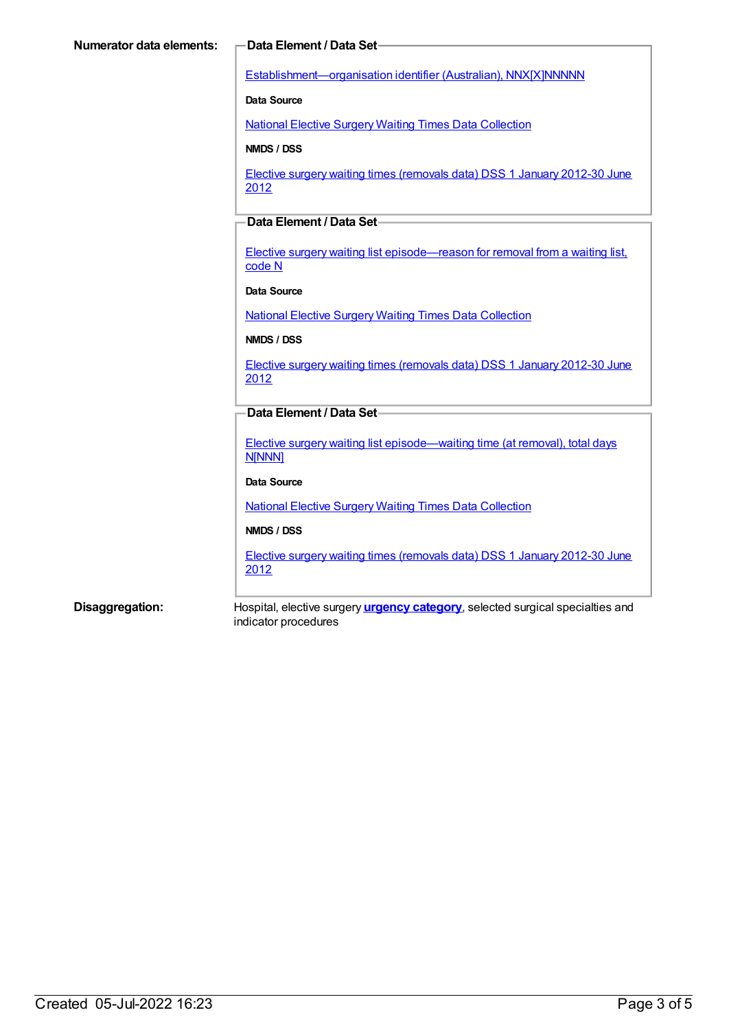**Numerator data elements:**

**Data Element / Data Set**

Establishment—organisation identifier (Australian), NNX[X]NNNNN

**Data Source**

National Elective Surgery Waiting Times Data Collection

**NMDS / DSS**

Elective surgery waiting times (removals data) DSS 1 January 2012-30 June 2012

**Data Element / Data Set**

Elective surgery waiting list episode—reason for removal from a waiting list, code N

**Data Source**

National Elective Surgery Waiting Times Data Collection

**NMDS / DSS**

Elective surgery waiting times (removals data) DSS 1 January 2012-30 June 2012

**Data Element / Data Set**

Elective surgery waiting list episode—waiting time (at removal), total days N[NNN]

**Data Source**

National Elective Surgery Waiting Times Data Collection

**NMDS / DSS**

Elective surgery waiting times (removals data) DSS 1 January 2012-30 June 2012

**Disaggregation:** Hospital, elective surgery **urgency category**, selected surgical specialties and indicator procedures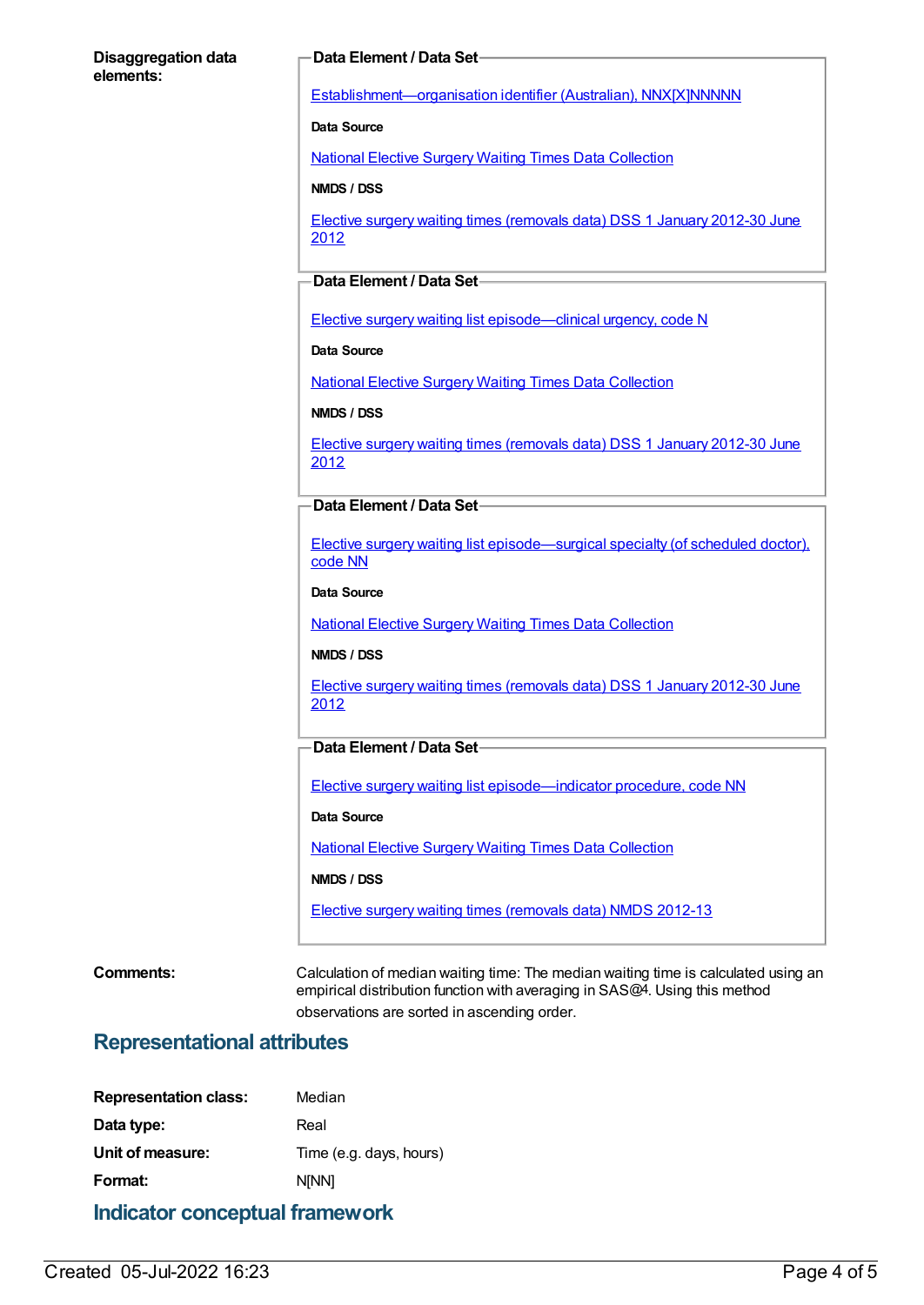**Disaggregation data elements:**

**Data Element / Data Set**

Establishment—organisation identifier (Australian), NNX[X]NNNNN

**Data Source**

National Elective Surgery Waiting Times Data Collection

**NMDS / DSS**

Elective surgery waiting times (removals data) DSS 1 January 2012-30 June 2012

**Data Element / Data Set**

Elective surgery waiting list episode—clinical urgency, code N

**Data Source**

National Elective Surgery Waiting Times Data Collection

**NMDS / DSS**

Elective surgery waiting times (removals data) DSS 1 January 2012-30 June 2012

**Data Element / Data Set**

Elective surgery waiting list episode—surgical specialty (of scheduled doctor), code NN

**Data Source**

National Elective Surgery Waiting Times Data Collection

**NMDS / DSS**

Elective surgery waiting times (removals data) DSS 1 January 2012-30 June 2012

**Data Element / Data Set**

Elective surgery waiting list episode—indicator procedure, code NN

**Data Source**

National Elective Surgery Waiting Times Data Collection

**NMDS / DSS**

Elective surgery waiting times (removals data) NMDS 2012-13

**Comments:** Calculation of median waiting time: The median waiting time is calculated using an empirical distribution function with averaging in SAS@4. Using this method observations are sorted in ascending order.

## Representational attributes

**Representation class:** Median

**Data type:** Real

**Unit of measure:** Time (e.g. days, hours)

**Format:** N[NN]

## Indicator conceptual framework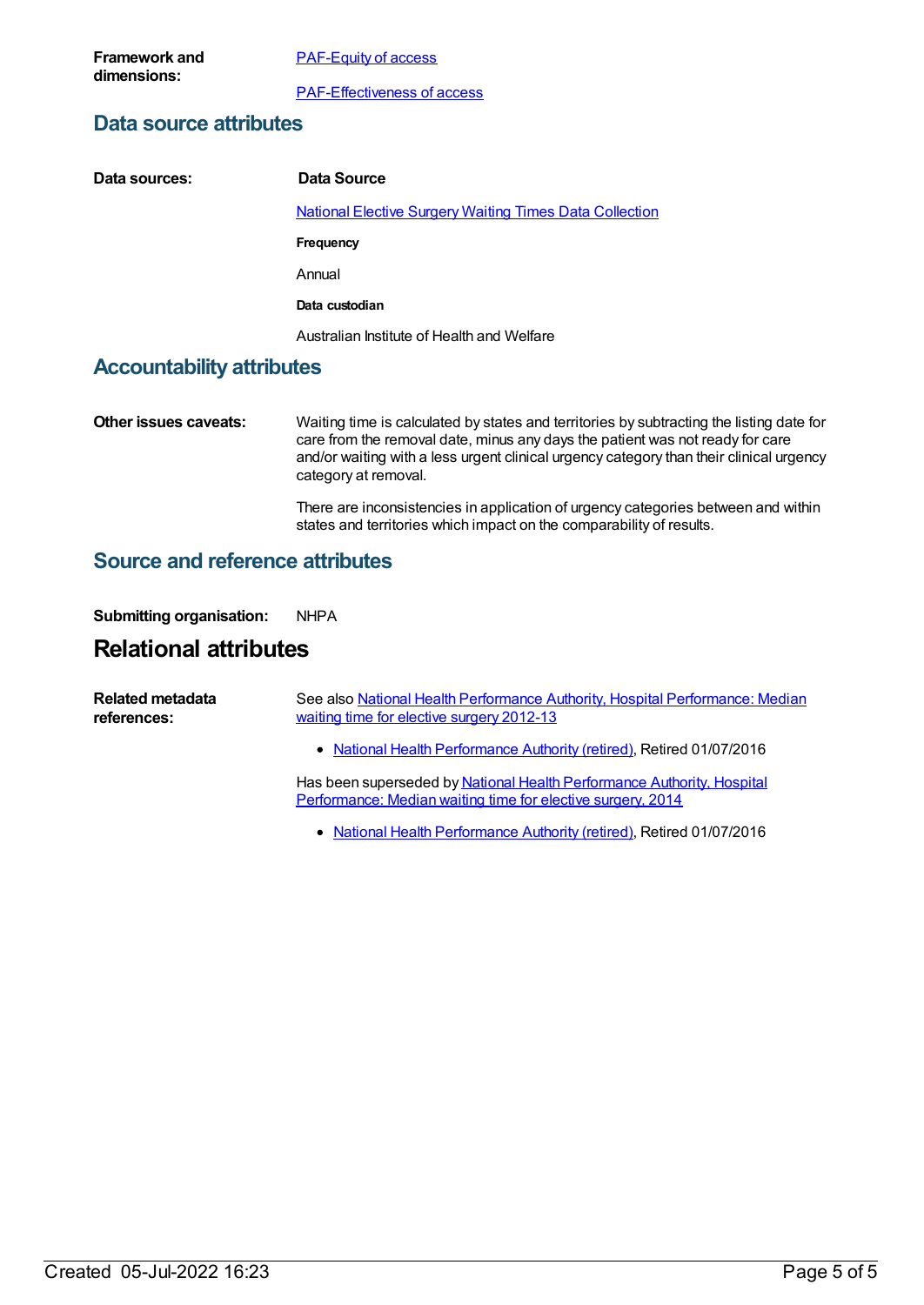**Framework and dimensions:** [PAF-Equity of access](#)

[PAF-Effectiveness of access](#)

## Data source attributes

**Data sources:**

**Data Source**

[National Elective Surgery Waiting Times Data Collection](#)

**Frequency**

Annual

**Data custodian**

Australian Institute of Health and Welfare

## Accountability attributes

**Other issues caveats:** Waiting time is calculated by states and territories by subtracting the listing date for care from the removal date, minus any days the patient was not ready for care and/or waiting with a less urgent clinical urgency category than their clinical urgency category at removal.

There are inconsistencies in application of urgency categories between and within states and territories which impact on the comparability of results.

## Source and reference attributes

**Submitting organisation:** NHPA

# Relational attributes

**Related metadata references:**

See also [National Health Performance Authority, Hospital Performance: Median waiting time for elective surgery 2012-13](#)

- [National Health Performance Authority (retired)](#), Retired 01/07/2016

Has been superseded by [National Health Performance Authority, Hospital Performance: Median waiting time for elective surgery, 2014](#)

- [National Health Performance Authority (retired)](#), Retired 01/07/2016

Created 05-Jul-2022 16:23